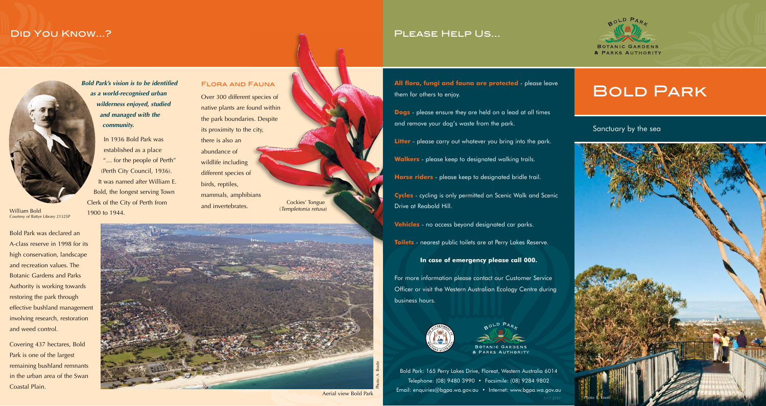## Did You Know...?

***Bold Park's vision is to be identified as a world-recognised urban wilderness enjoyed, studied and managed with the community.***

In 1936 Bold Park was established as a place "… for the people of Perth" (Perth City Council, 1936). It was named after William E. Bold, the longest serving Town Clerk of the City of Perth from 1900 to 1944.

William Bold
Courtesy of Battye Library 21325P

Bold Park was declared an A-class reserve in 1998 for its high conservation, landscape and recreation values. The Botanic Gardens and Parks Authority is working towards restoring the park through effective bushland management involving research, restoration and weed control.

Covering 437 hectares, Bold Park is one of the largest remaining bushland remnants in the urban area of the Swan Coastal Plain.

### Flora and Fauna

Over 300 different species of native plants are found within the park boundaries. Despite its proximity to the city, there is also an abundance of wildlife including different species of birds, reptiles, mammals, amphibians and invertebrates.

Cockies' Tongue
(*Templetonia retusa*)

Aerial view Bold Park

Photo: A. Brede

## Please Help Us...

**All flora, fungi and fauna are protected** - please leave them for others to enjoy.

**Dogs** - please ensure they are held on a lead at all times and remove your dog's waste from the park.

**Litter** - please carry out whatever you bring into the park.

**Walkers** - please keep to designated walking trails.

**Horse riders** - please keep to designated bridle trail.

**Cycles** - cycling is only permitted on Scenic Walk and Scenic Drive at Reabold Hill.

**Vehicles** - no access beyond designated car parks.

**Toilets** - nearest public toilets are at Perry Lakes Reserve.

**In case of emergency please call 000.**

For more information please contact our Customer Service Officer or visit the Western Australian Ecology Centre during business hours.

Bold Park
Botanic Gardens & Parks Authority

Bold Park: 165 Perry Lakes Drive, Floreat, Western Australia 6014
Telephone: (08) 9480 3990 • Facsimile: (08) 9284 9802
Email: enquiries@bgpa.wa.gov.au • Internet: www.bgpa.wa.gov.au

7/11_2757

# Bold Park

Sanctuary by the sea

Photo: B. Knott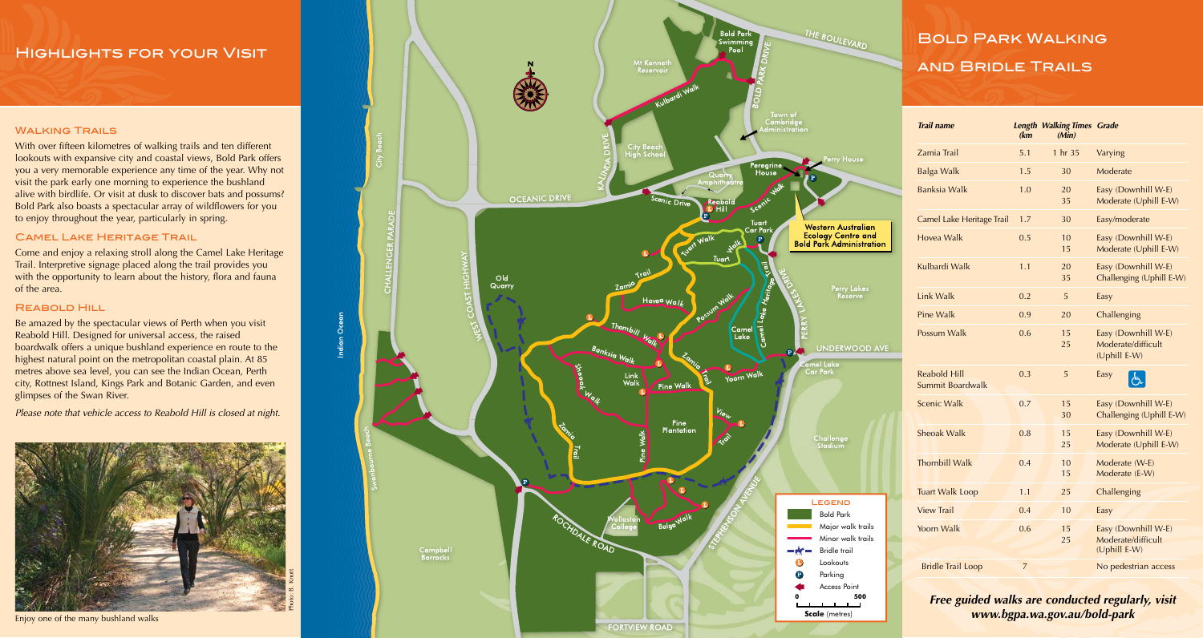# Highlights for your Visit

## Walking Trails

With over fifteen kilometres of walking trails and ten different lookouts with expansive city and coastal views, Bold Park offers you a very memorable experience any time of the year. Why not visit the park early one morning to experience the bushland alive with birdlife. Or visit at dusk to discover bats and possums? Bold Park also boasts a spectacular array of wildflowers for you to enjoy throughout the year, particularly in spring.

## Camel Lake Heritage Trail

Come and enjoy a relaxing stroll along the Camel Lake Heritage Trail. Interpretive signage placed along the trail provides you with the opportunity to learn about the history, flora and fauna of the area.

## Reabold Hill

Be amazed by the spectacular views of Perth when you visit Reabold Hill. Designed for universal access, the raised boardwalk offers a unique bushland experience en route to the highest natural point on the metropolitan coastal plain. At 85 metres above sea level, you can see the Indian Ocean, Perth city, Rottnest Island, Kings Park and Botanic Garden, and even glimpses of the Swan River.

*Please note that vehicle access to Reabold Hill is closed at night.*

Photo: B. Knott

Enjoy one of the many bushland walks

N

Bold Park Swimming Pool
THE BOULEVARD
Mt Kenneth Reservoir
Kulbardi Walk
BOLD PARK DRIVE
Town of Cambridge Administration
City Beach High School
KALINDA DRIVE
City Beach
Perry House
Peregrine House
Quarry Amphitheatre
OCEANIC DRIVE
Scenic Drive
Reabold Hill
Scenic Walk
Tuart Car Park
Western Australian Ecology Centre and Bold Park Administration
CHALLENGER PARADE
Tuart Walk
Walk
Tuart
WEST COAST HIGHWAY
Old Quarry
Zamia Trail
Hovea Walk
Possum Walk
Camel Lake Heritage Trail
Perry Lakes Reserve
PERRY LAKES DRIVE
Indian Ocean
Thornbill Walk
Camel Lake
UNDERWOOD AVE
Banksia Walk
Camel Lake Car Park
Sheoak Walk
Link Walk
Zamia Trail
Pine Walk
Yoorn Walk
View Trail
Pine Plantation
Challenge Stadium
Zamia Trail
Pine Walk
Swanbourne Beach
STEPHENSON AVENUE
Wollaston College
Balga Walk
ROCHDALE ROAD
Campbell Barracks
FORTVIEW ROAD

Legend
Bold Park
Major walk trails
Minor walk trails
Bridle trail
Lookouts
Parking
Access Point
0 500
Scale (metres)

# Bold Park Walking and Bridle Trails

| *Trail name* | *Length (km* | *Walking Times (Min)* | *Grade* |
|---|---|---|---|
| Zamia Trail | 5.1 | 1 hr 35 | Varying |
| Balga Walk | 1.5 | 30 | Moderate |
| Banksia Walk | 1.0 | 20<br>35 | Easy (Downhill W-E)<br>Moderate (Uphill E-W) |
| Camel Lake Heritage Trail | 1.7 | 30 | Easy/moderate |
| Hovea Walk | 0.5 | 10<br>15 | Easy (Downhill W-E)<br>Moderate (Uphill E-W) |
| Kulbardi Walk | 1.1 | 20<br>35 | Easy (Downhill W-E)<br>Challenging (Uphill E-W) |
| Link Walk | 0.2 | 5 | Easy |
| Pine Walk | 0.9 | 20 | Challenging |
| Possum Walk | 0.6 | 15<br>25 | Easy (Downhill W-E)<br>Moderate/difficult (Uphill E-W) |
| Reabold Hill Summit Boardwalk | 0.3 | 5 | Easy |
| Scenic Walk | 0.7 | 15<br>30 | Easy (Downhill W-E)<br>Challenging (Uphill E-W) |
| Sheoak Walk | 0.8 | 15<br>25 | Easy (Downhill W-E)<br>Moderate (Uphill E-W) |
| Thornbill Walk | 0.4 | 10<br>15 | Moderate (W-E)<br>Moderate (E-W) |
| Tuart Walk Loop | 1.1 | 25 | Challenging |
| View Trail | 0.4 | 10 | Easy |
| Yoorn Walk | 0.6 | 15<br>25 | Easy (Downhill W-E)<br>Moderate/difficult (Uphill E-W) |
| Bridle Trail Loop | 7 | | No pedestrian access |

***Free guided walks are conducted regularly, visit www.bgpa.wa.gov.au/bold-park***